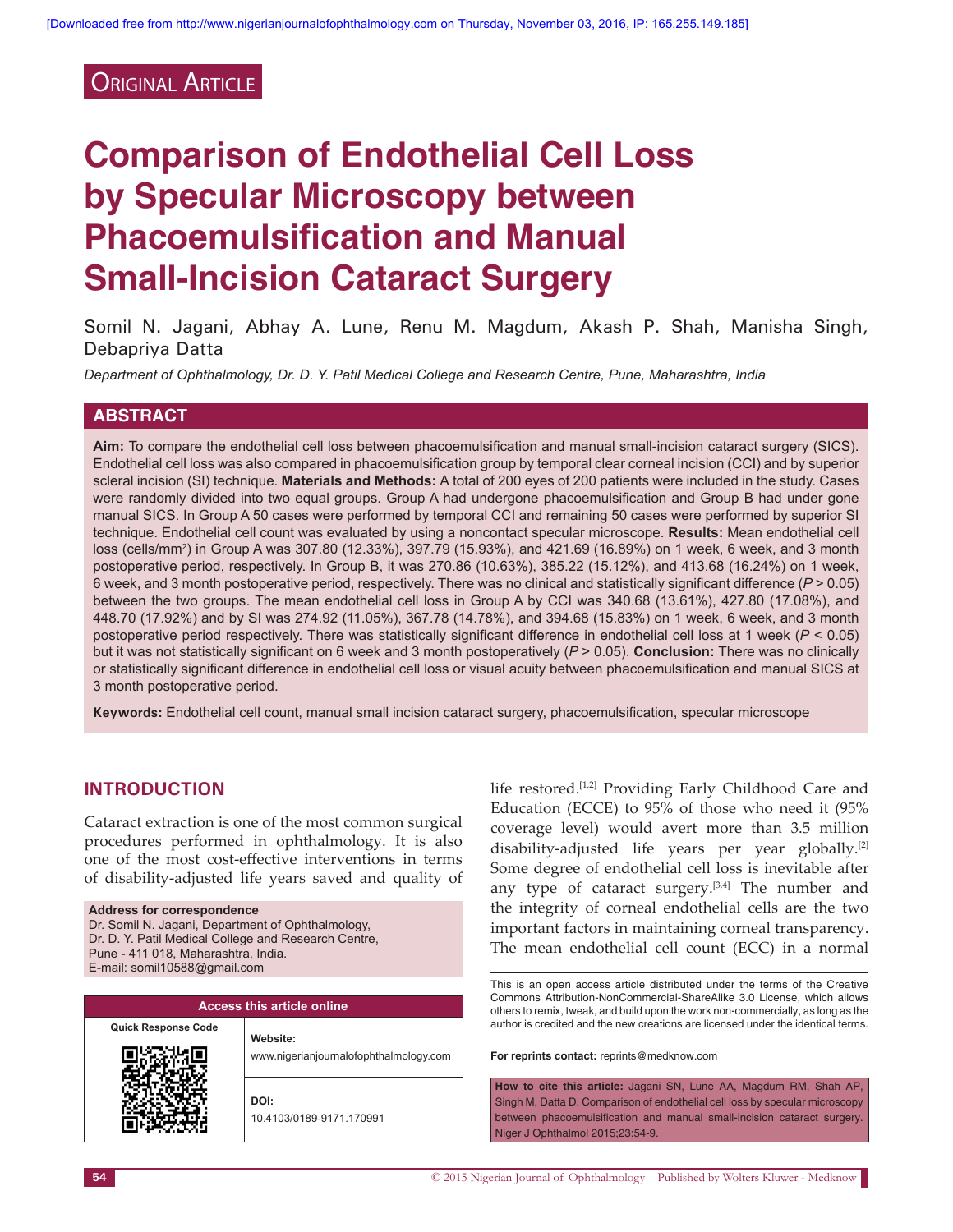Original Article

# Comparison of Endothelial Cell Loss by Specular Microscopy between Phacoemulsification and Manual Small-Incision Cataract Surgery

Somil N. Jagani, Abhay A. Lune, Renu M. Magdum, Akash P. Shah, Manisha Singh, Debapriya Datta

*Department of Ophthalmology, Dr. D. Y. Patil Medical College and Research Centre, Pune, Maharashtra, India*

## ABSTRACT

**Aim:** To compare the endothelial cell loss between phacoemulsification and manual small-incision cataract surgery (SICS). Endothelial cell loss was also compared in phacoemulsification group by temporal clear corneal incision (CCI) and by superior scleral incision (SI) technique. **Materials and Methods:** A total of 200 eyes of 200 patients were included in the study. Cases were randomly divided into two equal groups. Group A had undergone phacoemulsification and Group B had under gone manual SICS. In Group A 50 cases were performed by temporal CCI and remaining 50 cases were performed by superior SI technique. Endothelial cell count was evaluated by using a noncontact specular microscope. **Results:** Mean endothelial cell loss (cells/mm$^2$) in Group A was 307.80 (12.33%), 397.79 (15.93%), and 421.69 (16.89%) on 1 week, 6 week, and 3 month postoperative period, respectively. In Group B, it was 270.86 (10.63%), 385.22 (15.12%), and 413.68 (16.24%) on 1 week, 6 week, and 3 month postoperative period, respectively. There was no clinical and statistically significant difference ($P > 0.05$) between the two groups. The mean endothelial cell loss in Group A by CCI was 340.68 (13.61%), 427.80 (17.08%), and 448.70 (17.92%) and by SI was 274.92 (11.05%), 367.78 (14.78%), and 394.68 (15.83%) on 1 week, 6 week, and 3 month postoperative period respectively. There was statistically significant difference in endothelial cell loss at 1 week ($P < 0.05$) but it was not statistically significant on 6 week and 3 month postoperatively ($P > 0.05$). **Conclusion:** There was no clinically or statistically significant difference in endothelial cell loss or visual acuity between phacoemulsification and manual SICS at 3 month postoperative period.

**Keywords:** Endothelial cell count, manual small incision cataract surgery, phacoemulsification, specular microscope

## INTRODUCTION

Cataract extraction is one of the most common surgical procedures performed in ophthalmology. It is also one of the most cost-effective interventions in terms of disability-adjusted life years saved and quality of life restored.[1,2] Providing Early Childhood Care and Education (ECCE) to 95% of those who need it (95% coverage level) would avert more than 3.5 million disability-adjusted life years per year globally.[2] Some degree of endothelial cell loss is inevitable after any type of cataract surgery.[3,4] The number and the integrity of corneal endothelial cells are the two important factors in maintaining corneal transparency. The mean endothelial cell count (ECC) in a normal

**Address for correspondence**
Dr. Somil N. Jagani, Department of Ophthalmology,
Dr. D. Y. Patil Medical College and Research Centre,
Pune - 411 018, Maharashtra, India.
E-mail: somil10588@gmail.com

| Access this article online | |
|---|---|
| Quick Response Code | Website: www.nigerianjournalofophthalmology.com |
| | DOI: 10.4103/0189-9171.170991 |

This is an open access article distributed under the terms of the Creative Commons Attribution-NonCommercial-ShareAlike 3.0 License, which allows others to remix, tweak, and build upon the work non-commercially, as long as the author is credited and the new creations are licensed under the identical terms.

**For reprints contact:** reprints@medknow.com

**How to cite this article:** Jagani SN, Lune AA, Magdum RM, Shah AP, Singh M, Datta D. Comparison of endothelial cell loss by specular microscopy between phacoemulsification and manual small-incision cataract surgery. Niger J Ophthalmol 2015;23:54-9.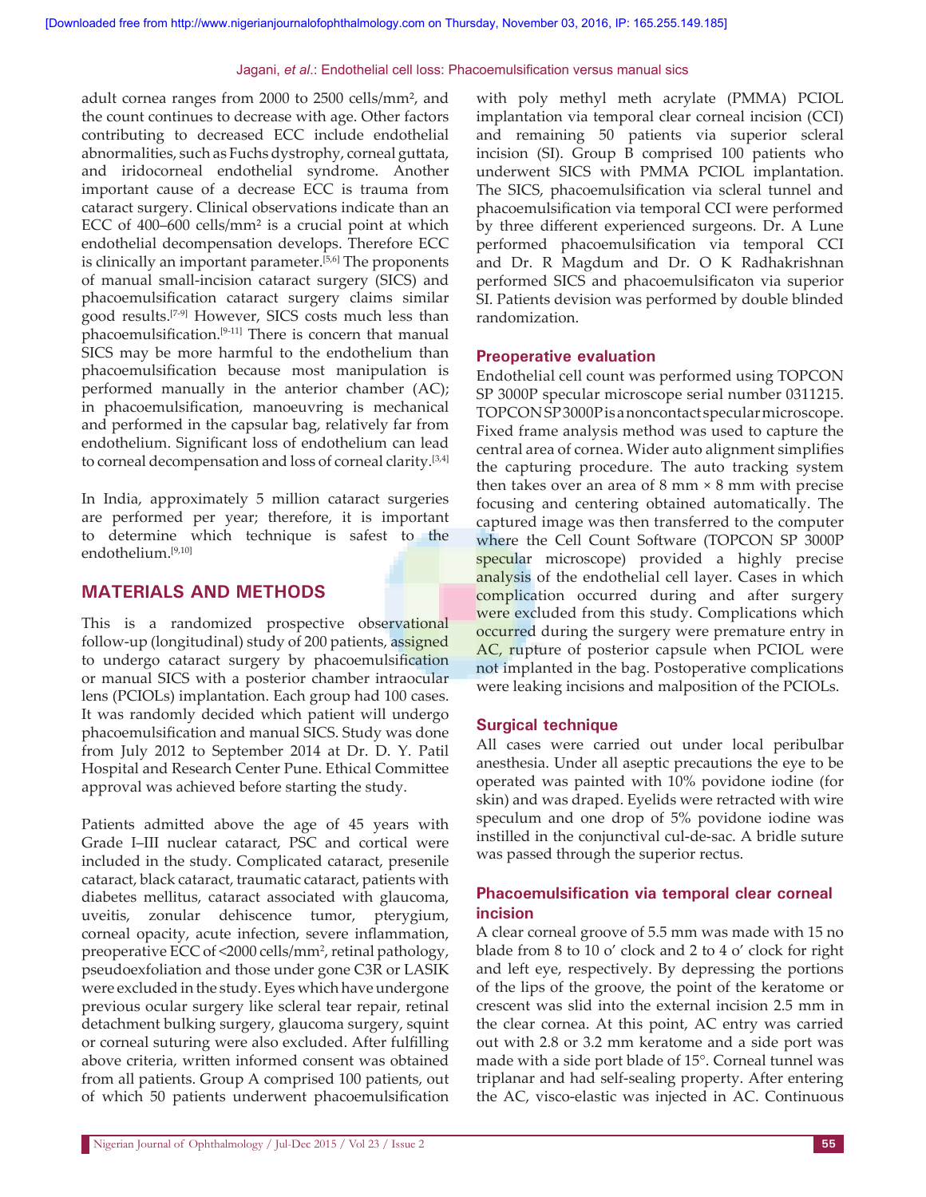adult cornea ranges from 2000 to 2500 cells/mm², and the count continues to decrease with age. Other factors contributing to decreased ECC include endothelial abnormalities, such as Fuchs dystrophy, corneal guttata, and iridocorneal endothelial syndrome. Another important cause of a decrease ECC is trauma from cataract surgery. Clinical observations indicate than an ECC of 400–600 cells/mm² is a crucial point at which endothelial decompensation develops. Therefore ECC is clinically an important parameter.[5,6] The proponents of manual small-incision cataract surgery (SICS) and phacoemulsification cataract surgery claims similar good results.[7-9] However, SICS costs much less than phacoemulsification.[9-11] There is concern that manual SICS may be more harmful to the endothelium than phacoemulsification because most manipulation is performed manually in the anterior chamber (AC); in phacoemulsification, manoeuvring is mechanical and performed in the capsular bag, relatively far from endothelium. Significant loss of endothelium can lead to corneal decompensation and loss of corneal clarity.[3,4]

In India, approximately 5 million cataract surgeries are performed per year; therefore, it is important to determine which technique is safest to the endothelium.[9,10]

## MATERIALS AND METHODS

This is a randomized prospective observational follow-up (longitudinal) study of 200 patients, assigned to undergo cataract surgery by phacoemulsification or manual SICS with a posterior chamber intraocular lens (PCIOLs) implantation. Each group had 100 cases. It was randomly decided which patient will undergo phacoemulsification and manual SICS. Study was done from July 2012 to September 2014 at Dr. D. Y. Patil Hospital and Research Center Pune. Ethical Committee approval was achieved before starting the study.

Patients admitted above the age of 45 years with Grade I–III nuclear cataract, PSC and cortical were included in the study. Complicated cataract, presenile cataract, black cataract, traumatic cataract, patients with diabetes mellitus, cataract associated with glaucoma, uveitis, zonular dehiscence tumor, pterygium, corneal opacity, acute infection, severe inflammation, preoperative ECC of <2000 cells/mm², retinal pathology, pseudoexfoliation and those under gone C3R or LASIK were excluded in the study. Eyes which have undergone previous ocular surgery like scleral tear repair, retinal detachment bulking surgery, glaucoma surgery, squint or corneal suturing were also excluded. After fulfilling above criteria, written informed consent was obtained from all patients. Group A comprised 100 patients, out of which 50 patients underwent phacoemulsification with poly methyl meth acrylate (PMMA) PCIOL implantation via temporal clear corneal incision (CCI) and remaining 50 patients via superior scleral incision (SI). Group B comprised 100 patients who underwent SICS with PMMA PCIOL implantation. The SICS, phacoemulsification via scleral tunnel and phacoemulsification via temporal CCI were performed by three different experienced surgeons. Dr. A Lune performed phacoemulsification via temporal CCI and Dr. R Magdum and Dr. O K Radhakrishnan performed SICS and phacoemulsificaton via superior SI. Patients devision was performed by double blinded randomization.

### Preoperative evaluation

Endothelial cell count was performed using TOPCON SP 3000P specular microscope serial number 0311215. TOPCON SP 3000P is a noncontact specular microscope. Fixed frame analysis method was used to capture the central area of cornea. Wider auto alignment simplifies the capturing procedure. The auto tracking system then takes over an area of 8 mm × 8 mm with precise focusing and centering obtained automatically. The captured image was then transferred to the computer where the Cell Count Software (TOPCON SP 3000P specular microscope) provided a highly precise analysis of the endothelial cell layer. Cases in which complication occurred during and after surgery were excluded from this study. Complications which occurred during the surgery were premature entry in AC, rupture of posterior capsule when PCIOL were not implanted in the bag. Postoperative complications were leaking incisions and malposition of the PCIOLs.

### Surgical technique

All cases were carried out under local peribulbar anesthesia. Under all aseptic precautions the eye to be operated was painted with 10% povidone iodine (for skin) and was draped. Eyelids were retracted with wire speculum and one drop of 5% povidone iodine was instilled in the conjunctival cul-de-sac. A bridle suture was passed through the superior rectus.

### Phacoemulsification via temporal clear corneal incision

A clear corneal groove of 5.5 mm was made with 15 no blade from 8 to 10 o' clock and 2 to 4 o' clock for right and left eye, respectively. By depressing the portions of the lips of the groove, the point of the keratome or crescent was slid into the external incision 2.5 mm in the clear cornea. At this point, AC entry was carried out with 2.8 or 3.2 mm keratome and a side port was made with a side port blade of 15°. Corneal tunnel was triplanar and had self-sealing property. After entering the AC, visco-elastic was injected in AC. Continuous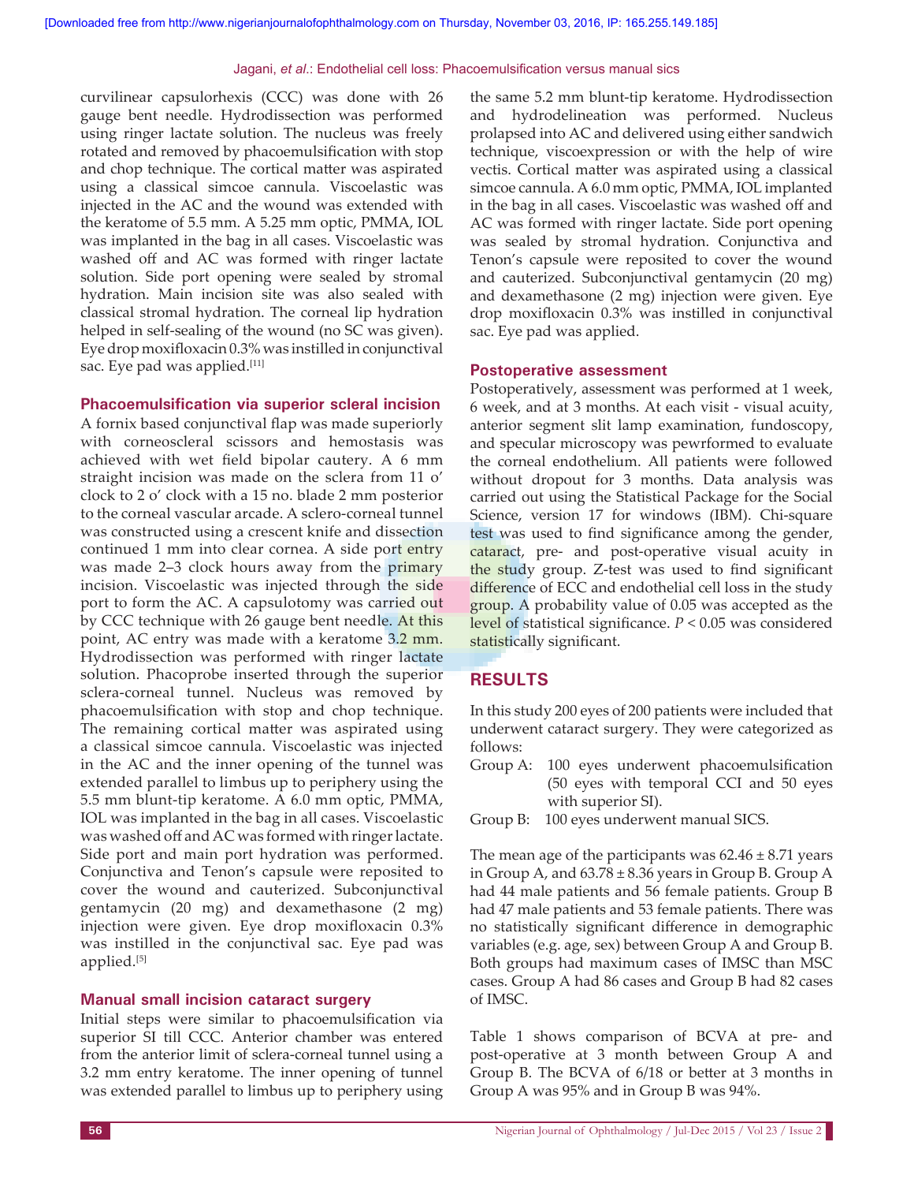curvilinear capsulorhexis (CCC) was done with 26 gauge bent needle. Hydrodissection was performed using ringer lactate solution. The nucleus was freely rotated and removed by phacoemulsification with stop and chop technique. The cortical matter was aspirated using a classical simcoe cannula. Viscoelastic was injected in the AC and the wound was extended with the keratome of 5.5 mm. A 5.25 mm optic, PMMA, IOL was implanted in the bag in all cases. Viscoelastic was washed off and AC was formed with ringer lactate solution. Side port opening were sealed by stromal hydration. Main incision site was also sealed with classical stromal hydration. The corneal lip hydration helped in self-sealing of the wound (no SC was given). Eye drop moxifloxacin 0.3% was instilled in conjunctival sac. Eye pad was applied.[11]

### Phacoemulsification via superior scleral incision

A fornix based conjunctival flap was made superiorly with corneoscleral scissors and hemostasis was achieved with wet field bipolar cautery. A 6 mm straight incision was made on the sclera from 11 o' clock to 2 o' clock with a 15 no. blade 2 mm posterior to the corneal vascular arcade. A sclero-corneal tunnel was constructed using a crescent knife and dissection continued 1 mm into clear cornea. A side port entry was made 2–3 clock hours away from the primary incision. Viscoelastic was injected through the side port to form the AC. A capsulotomy was carried out by CCC technique with 26 gauge bent needle. At this point, AC entry was made with a keratome 3.2 mm. Hydrodissection was performed with ringer lactate solution. Phacoprobe inserted through the superior sclera-corneal tunnel. Nucleus was removed by phacoemulsification with stop and chop technique. The remaining cortical matter was aspirated using a classical simcoe cannula. Viscoelastic was injected in the AC and the inner opening of the tunnel was extended parallel to limbus up to periphery using the 5.5 mm blunt-tip keratome. A 6.0 mm optic, PMMA, IOL was implanted in the bag in all cases. Viscoelastic was washed off and AC was formed with ringer lactate. Side port and main port hydration was performed. Conjunctiva and Tenon's capsule were reposited to cover the wound and cauterized. Subconjunctival gentamycin (20 mg) and dexamethasone (2 mg) injection were given. Eye drop moxifloxacin 0.3% was instilled in the conjunctival sac. Eye pad was applied.[5]

### Manual small incision cataract surgery

Initial steps were similar to phacoemulsification via superior SI till CCC. Anterior chamber was entered from the anterior limit of sclera-corneal tunnel using a 3.2 mm entry keratome. The inner opening of tunnel was extended parallel to limbus up to periphery using the same 5.2 mm blunt-tip keratome. Hydrodissection and hydrodelineation was performed. Nucleus prolapsed into AC and delivered using either sandwich technique, viscoexpression or with the help of wire vectis. Cortical matter was aspirated using a classical simcoe cannula. A 6.0 mm optic, PMMA, IOL implanted in the bag in all cases. Viscoelastic was washed off and AC was formed with ringer lactate. Side port opening was sealed by stromal hydration. Conjunctiva and Tenon's capsule were reposited to cover the wound and cauterized. Subconjunctival gentamycin (20 mg) and dexamethasone (2 mg) injection were given. Eye drop moxifloxacin 0.3% was instilled in conjunctival sac. Eye pad was applied.

### Postoperative assessment

Postoperatively, assessment was performed at 1 week, 6 week, and at 3 months. At each visit - visual acuity, anterior segment slit lamp examination, fundoscopy, and specular microscopy was pewrformed to evaluate the corneal endothelium. All patients were followed without dropout for 3 months. Data analysis was carried out using the Statistical Package for the Social Science, version 17 for windows (IBM). Chi-square test was used to find significance among the gender, cataract, pre- and post-operative visual acuity in the study group. Z-test was used to find significant difference of ECC and endothelial cell loss in the study group. A probability value of 0.05 was accepted as the level of statistical significance. $P < 0.05$ was considered statistically significant.

## RESULTS

In this study 200 eyes of 200 patients were included that underwent cataract surgery. They were categorized as follows:

Group A: 100 eyes underwent phacoemulsification (50 eyes with temporal CCI and 50 eyes with superior SI).

Group B: 100 eyes underwent manual SICS.

The mean age of the participants was 62.46 ± 8.71 years in Group A, and 63.78 ± 8.36 years in Group B. Group A had 44 male patients and 56 female patients. Group B had 47 male patients and 53 female patients. There was no statistically significant difference in demographic variables (e.g. age, sex) between Group A and Group B. Both groups had maximum cases of IMSC than MSC cases. Group A had 86 cases and Group B had 82 cases of IMSC.

Table 1 shows comparison of BCVA at pre- and post-operative at 3 month between Group A and Group B. The BCVA of 6/18 or better at 3 months in Group A was 95% and in Group B was 94%.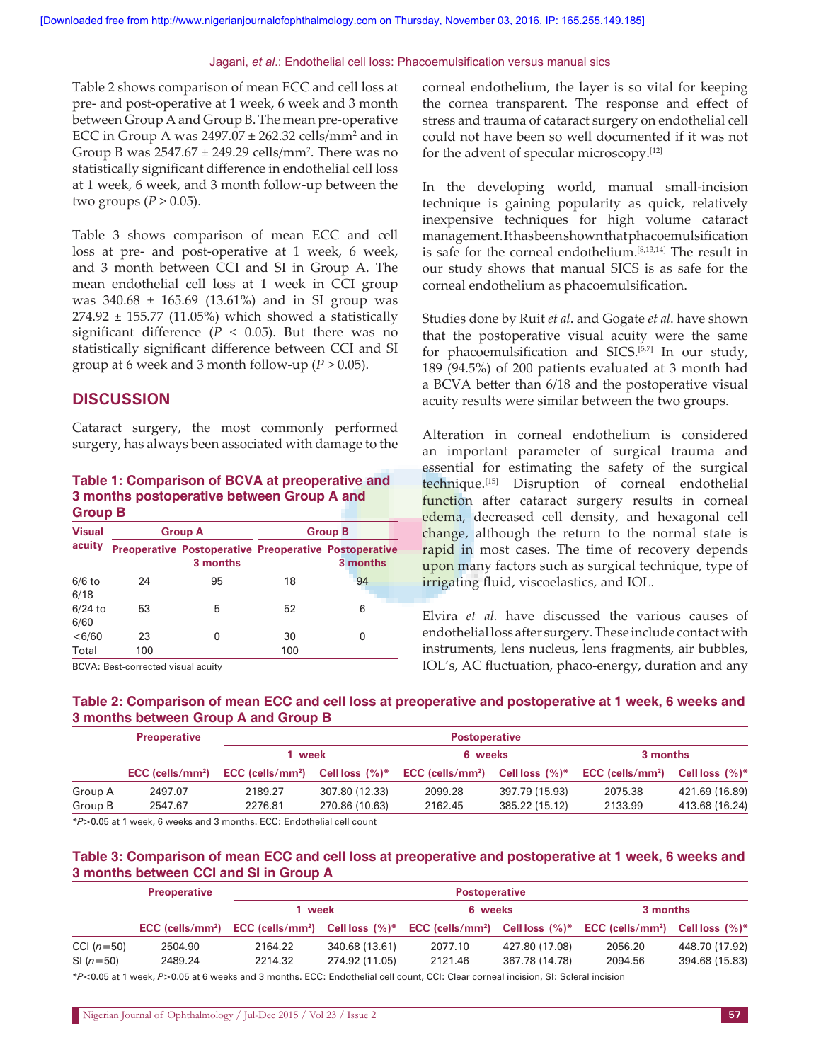Table 2 shows comparison of mean ECC and cell loss at pre- and post-operative at 1 week, 6 week and 3 month between Group A and Group B. The mean pre-operative ECC in Group A was 2497.07 ± 262.32 cells/mm$^2$ and in Group B was 2547.67 ± 249.29 cells/mm$^2$. There was no statistically significant difference in endothelial cell loss at 1 week, 6 week, and 3 month follow-up between the two groups ($P > 0.05$).

Table 3 shows comparison of mean ECC and cell loss at pre- and post-operative at 1 week, 6 week, and 3 month between CCI and SI in Group A. The mean endothelial cell loss at 1 week in CCI group was 340.68 ± 165.69 (13.61%) and in SI group was 274.92 ± 155.77 (11.05%) which showed a statistically significant difference ($P < 0.05$). But there was no statistically significant difference between CCI and SI group at 6 week and 3 month follow-up ($P > 0.05$).

## DISCUSSION

Cataract surgery, the most commonly performed surgery, has always been associated with damage to the corneal endothelium, the layer is so vital for keeping the cornea transparent. The response and effect of stress and trauma of cataract surgery on endothelial cell could not have been so well documented if it was not for the advent of specular microscopy.[12]

In the developing world, manual small-incision technique is gaining popularity as quick, relatively inexpensive techniques for high volume cataract management. It has been shown that phacoemulsification is safe for the corneal endothelium.[8,13,14] The result in our study shows that manual SICS is as safe for the corneal endothelium as phacoemulsification.

Studies done by Ruit *et al*. and Gogate *et al*. have shown that the postoperative visual acuity were the same for phacoemulsification and SICS.[5,7] In our study, 189 (94.5%) of 200 patients evaluated at 3 month had a BCVA better than 6/18 and the postoperative visual acuity results were similar between the two groups.

Alteration in corneal endothelium is considered an important parameter of surgical trauma and essential for estimating the safety of the surgical technique.[15] Disruption of corneal endothelial function after cataract surgery results in corneal edema, decreased cell density, and hexagonal cell change, although the return to the normal state is rapid in most cases. The time of recovery depends upon many factors such as surgical technique, type of irrigating fluid, viscoelastics, and IOL.

Elvira *et al.* have discussed the various causes of endothelial loss after surgery. These include contact with instruments, lens nucleus, lens fragments, air bubbles, IOL's, AC fluctuation, phaco-energy, duration and any

**Table 1: Comparison of BCVA at preoperative and 3 months postoperative between Group A and Group B**

| Visual acuity | Group A | | Group B | |
|---|---|---|---|---|
| | Preoperative | Postoperative 3 months | Preoperative | Postoperative 3 months |
| 6/6 to 6/18 | 24 | 95 | 18 | 94 |
| 6/24 to 6/60 | 53 | 5 | 52 | 6 |
| <6/60 | 23 | 0 | 30 | 0 |
| Total | 100 | | 100 | |

BCVA: Best-corrected visual acuity

**Table 2: Comparison of mean ECC and cell loss at preoperative and postoperative at 1 week, 6 weeks and 3 months between Group A and Group B**

| | Preoperative | Postoperative | | | | | |
|---|---|---|---|---|---|---|---|
| | | 1 week | | 6 weeks | | 3 months | |
| | ECC (cells/mm$^2$) | ECC (cells/mm$^2$) | Cell loss (%)* | ECC (cells/mm$^2$) | Cell loss (%)* | ECC (cells/mm$^2$) | Cell loss (%)* |
| Group A | 2497.07 | 2189.27 | 307.80 (12.33) | 2099.28 | 397.79 (15.93) | 2075.38 | 421.69 (16.89) |
| Group B | 2547.67 | 2276.81 | 270.86 (10.63) | 2162.45 | 385.22 (15.12) | 2133.99 | 413.68 (16.24) |

*$P$>0.05 at 1 week, 6 weeks and 3 months. ECC: Endothelial cell count

**Table 3: Comparison of mean ECC and cell loss at preoperative and postoperative at 1 week, 6 weeks and 3 months between CCI and SI in Group A**

| | Preoperative | Postoperative | | | | | |
|---|---|---|---|---|---|---|---|
| | | 1 week | | 6 weeks | | 3 months | |
| | ECC (cells/mm$^2$) | ECC (cells/mm$^2$) | Cell loss (%)* | ECC (cells/mm$^2$) | Cell loss (%)* | ECC (cells/mm$^2$) | Cell loss (%)* |
| CCI ($n$=50) | 2504.90 | 2164.22 | 340.68 (13.61) | 2077.10 | 427.80 (17.08) | 2056.20 | 448.70 (17.92) |
| SI ($n$=50) | 2489.24 | 2214.32 | 274.92 (11.05) | 2121.46 | 367.78 (14.78) | 2094.56 | 394.68 (15.83) |

*$P$<0.05 at 1 week, $P$>0.05 at 6 weeks and 3 months. ECC: Endothelial cell count, CCI: Clear corneal incision, SI: Scleral incision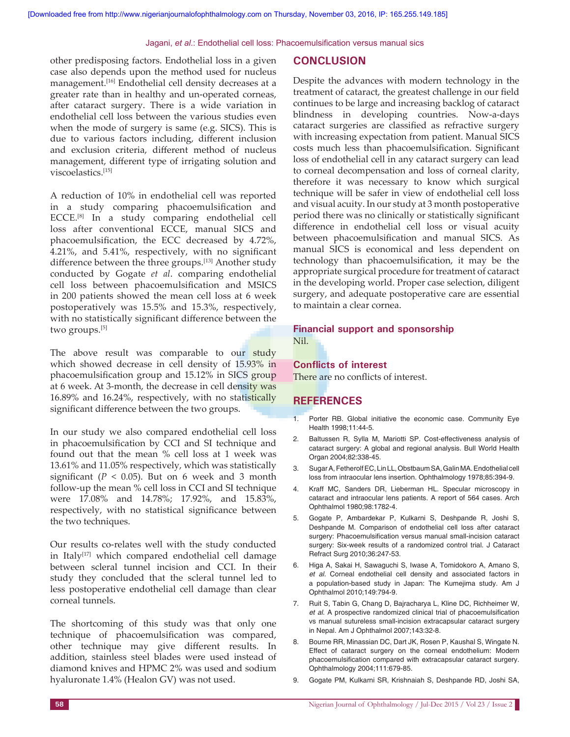other predisposing factors. Endothelial loss in a given case also depends upon the method used for nucleus management.[16] Endothelial cell density decreases at a greater rate than in healthy and un-operated corneas, after cataract surgery. There is a wide variation in endothelial cell loss between the various studies even when the mode of surgery is same (e.g. SICS). This is due to various factors including, different inclusion and exclusion criteria, different method of nucleus management, different type of irrigating solution and viscoelastics.[15]

A reduction of 10% in endothelial cell was reported in a study comparing phacoemulsification and ECCE.[8] In a study comparing endothelial cell loss after conventional ECCE, manual SICS and phacoemulsification, the ECC decreased by 4.72%, 4.21%, and 5.41%, respectively, with no significant difference between the three groups.[13] Another study conducted by Gogate *et al*. comparing endothelial cell loss between phacoemulsification and MSICS in 200 patients showed the mean cell loss at 6 week postoperatively was 15.5% and 15.3%, respectively, with no statistically significant difference between the two groups.[5]

The above result was comparable to our study which showed decrease in cell density of 15.93% in phacoemulsification group and 15.12% in SICS group at 6 week. At 3-month, the decrease in cell density was 16.89% and 16.24%, respectively, with no statistically significant difference between the two groups.

In our study we also compared endothelial cell loss in phacoemulsification by CCI and SI technique and found out that the mean % cell loss at 1 week was 13.61% and 11.05% respectively, which was statistically significant ($P < 0.05$). But on 6 week and 3 month follow-up the mean % cell loss in CCI and SI technique were 17.08% and 14.78%; 17.92%, and 15.83%, respectively, with no statistical significance between the two techniques.

Our results co-relates well with the study conducted in Italy[17] which compared endothelial cell damage between scleral tunnel incision and CCI. In their study they concluded that the scleral tunnel led to less postoperative endothelial cell damage than clear corneal tunnels.

The shortcoming of this study was that only one technique of phacoemulsification was compared, other technique may give different results. In addition, stainless steel blades were used instead of diamond knives and HPMC 2% was used and sodium hyaluronate 1.4% (Healon GV) was not used.

## CONCLUSION

Despite the advances with modern technology in the treatment of cataract, the greatest challenge in our field continues to be large and increasing backlog of cataract blindness in developing countries. Now-a-days cataract surgeries are classified as refractive surgery with increasing expectation from patient. Manual SICS costs much less than phacoemulsification. Significant loss of endothelial cell in any cataract surgery can lead to corneal decompensation and loss of corneal clarity, therefore it was necessary to know which surgical technique will be safer in view of endothelial cell loss and visual acuity. In our study at 3 month postoperative period there was no clinically or statistically significant difference in endothelial cell loss or visual acuity between phacoemulsification and manual SICS. As manual SICS is economical and less dependent on technology than phacoemulsification, it may be the appropriate surgical procedure for treatment of cataract in the developing world. Proper case selection, diligent surgery, and adequate postoperative care are essential to maintain a clear cornea.

### Financial support and sponsorship

Nil.

### Conflicts of interest

There are no conflicts of interest.

## REFERENCES

1. Porter RB. Global initiative the economic case. Community Eye Health 1998;11:44-5.
2. Baltussen R, Sylla M, Mariotti SP. Cost-effectiveness analysis of cataract surgery: A global and regional analysis. Bull World Health Organ 2004;82:338-45.
3. Sugar A, Fetherolf EC, Lin LL, Obstbaum SA, Galin MA. Endothelial cell loss from intraocular lens insertion. Ophthalmology 1978;85:394-9.
4. Kraff MC, Sanders DR, Lieberman HL. Specular microscopy in cataract and intraocular lens patients. A report of 564 cases. Arch Ophthalmol 1980;98:1782-4.
5. Gogate P, Ambardekar P, Kulkarni S, Deshpande R, Joshi S, Deshpande M. Comparison of endothelial cell loss after cataract surgery: Phacoemulsification versus manual small-incision cataract surgery: Six-week results of a randomized control trial. J Cataract Refract Surg 2010;36:247-53.
6. Higa A, Sakai H, Sawaguchi S, Iwase A, Tomidokoro A, Amano S, *et al.* Corneal endothelial cell density and associated factors in a population-based study in Japan: The Kumejima study. Am J Ophthalmol 2010;149:794-9.
7. Ruit S, Tabin G, Chang D, Bajracharya L, Kline DC, Richheimer W, *et al.* A prospective randomized clinical trial of phacoemulsification vs manual sutureless small-incision extracapsular cataract surgery in Nepal. Am J Ophthalmol 2007;143:32-8.
8. Bourne RR, Minassian DC, Dart JK, Rosen P, Kaushal S, Wingate N. Effect of cataract surgery on the corneal endothelium: Modern phacoemulsification compared with extracapsular cataract surgery. Ophthalmology 2004;111:679-85.
9. Gogate PM, Kulkarni SR, Krishnaiah S, Deshpande RD, Joshi SA,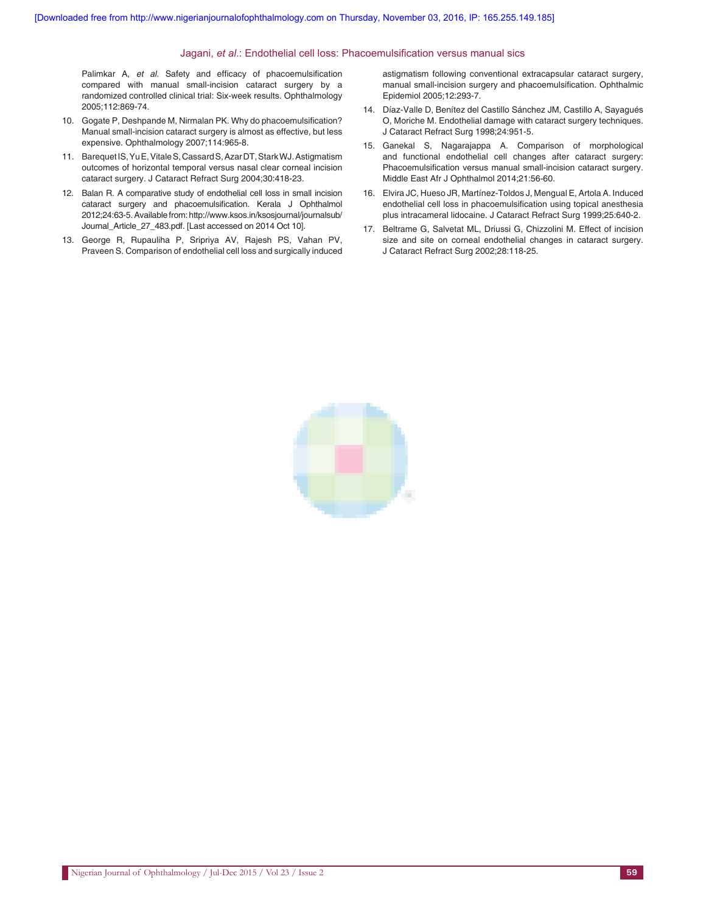Palimkar A, *et al.* Safety and efficacy of phacoemulsification compared with manual small-incision cataract surgery by a randomized controlled clinical trial: Six-week results. Ophthalmology 2005;112:869-74.

10. Gogate P, Deshpande M, Nirmalan PK. Why do phacoemulsification? Manual small-incision cataract surgery is almost as effective, but less expensive. Ophthalmology 2007;114:965-8.
11. Barequet IS, Yu E, Vitale S, Cassard S, Azar DT, Stark WJ. Astigmatism outcomes of horizontal temporal versus nasal clear corneal incision cataract surgery. J Cataract Refract Surg 2004;30:418-23.
12. Balan R. A comparative study of endothelial cell loss in small incision cataract surgery and phacoemulsification. Kerala J Ophthalmol 2012;24:63-5. Available from: http://www.ksos.in/ksosjournal/journalsub/Journal_Article_27_483.pdf. [Last accessed on 2014 Oct 10].
13. George R, Rupauliha P, Sripriya AV, Rajesh PS, Vahan PV, Praveen S. Comparison of endothelial cell loss and surgically induced astigmatism following conventional extracapsular cataract surgery, manual small-incision surgery and phacoemulsification. Ophthalmic Epidemiol 2005;12:293-7.
14. Díaz-Valle D, Benítez del Castillo Sánchez JM, Castillo A, Sayagués O, Moriche M. Endothelial damage with cataract surgery techniques. J Cataract Refract Surg 1998;24:951-5.
15. Ganekal S, Nagarajappa A. Comparison of morphological and functional endothelial cell changes after cataract surgery: Phacoemulsification versus manual small-incision cataract surgery. Middle East Afr J Ophthalmol 2014;21:56-60.
16. Elvira JC, Hueso JR, Martínez-Toldos J, Mengual E, Artola A. Induced endothelial cell loss in phacoemulsification using topical anesthesia plus intracameral lidocaine. J Cataract Refract Surg 1999;25:640-2.
17. Beltrame G, Salvetat ML, Driussi G, Chizzolini M. Effect of incision size and site on corneal endothelial changes in cataract surgery. J Cataract Refract Surg 2002;28:118-25.